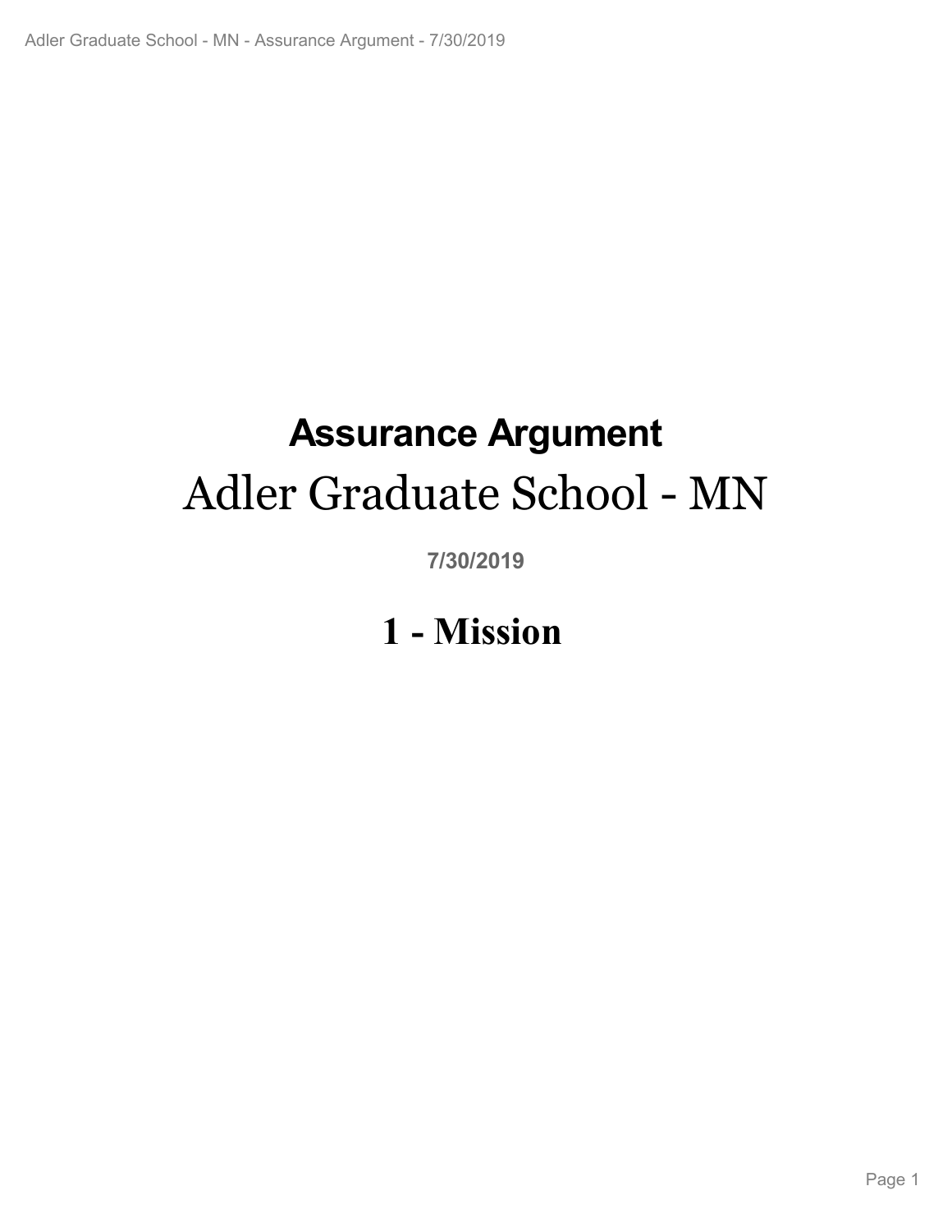# Assurance Argument

# Adler Graduate School - MN

**7/30/2019**

# 1 - Mission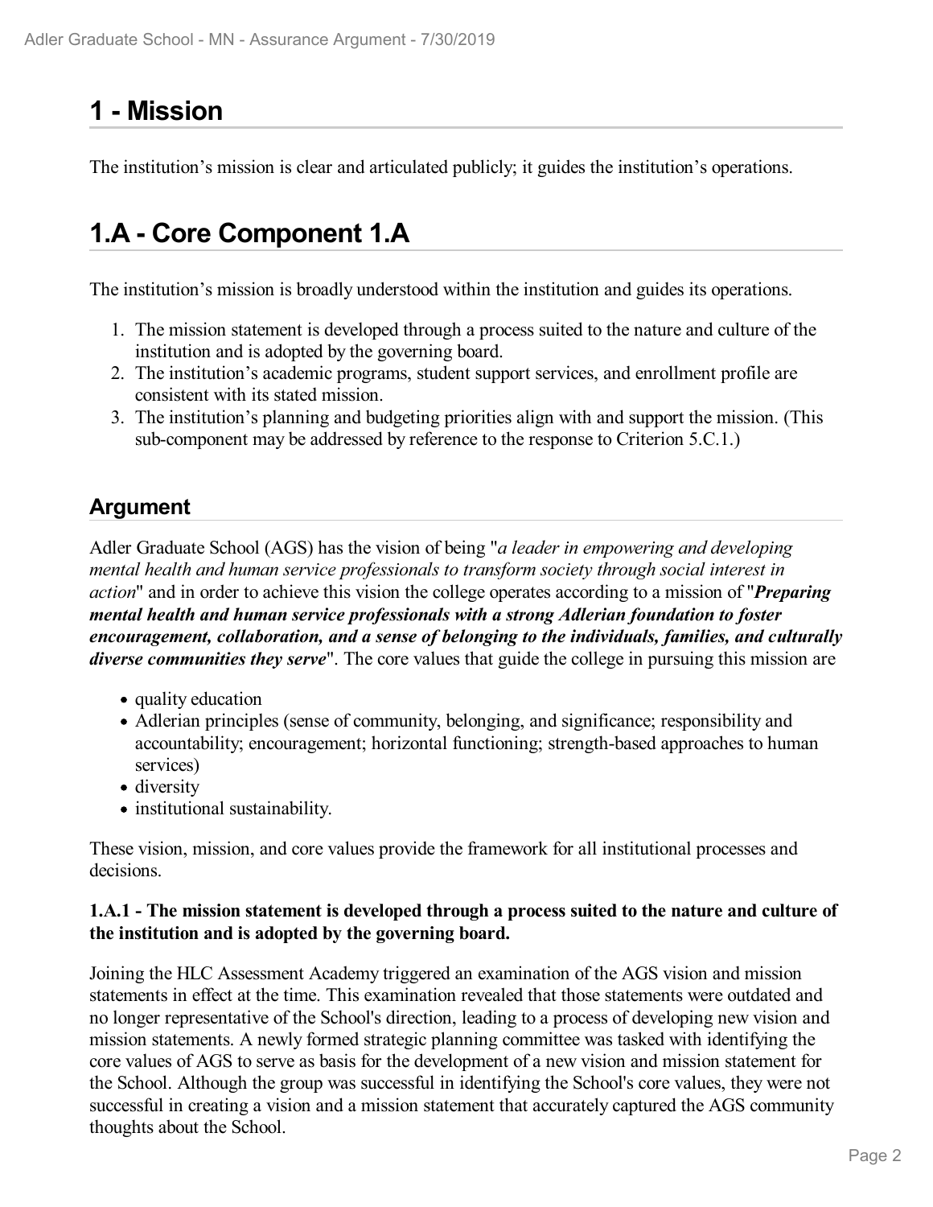# 1 - Mission

The institution's mission is clear and articulated publicly; it guides the institution's operations.

# 1.A - Core Component 1.A

The institution's mission is broadly understood within the institution and guides its operations.

1. The mission statement is developed through a process suited to the nature and culture of the institution and is adopted by the governing board.
2. The institution's academic programs, student support services, and enrollment profile are consistent with its stated mission.
3. The institution's planning and budgeting priorities align with and support the mission. (This sub-component may be addressed by reference to the response to Criterion 5.C.1.)

## Argument

Adler Graduate School (AGS) has the vision of being "*a leader in empowering and developing mental health and human service professionals to transform society through social interest in action*" and in order to achieve this vision the college operates according to a mission of "***Preparing mental health and human service professionals with a strong Adlerian foundation to foster encouragement, collaboration, and a sense of belonging to the individuals, families, and culturally diverse communities they serve***". The core values that guide the college in pursuing this mission are

- quality education
- Adlerian principles (sense of community, belonging, and significance; responsibility and accountability; encouragement; horizontal functioning; strength-based approaches to human services)
- diversity
- institutional sustainability.

These vision, mission, and core values provide the framework for all institutional processes and decisions.

**1.A.1 - The mission statement is developed through a process suited to the nature and culture of the institution and is adopted by the governing board.**

Joining the HLC Assessment Academy triggered an examination of the AGS vision and mission statements in effect at the time. This examination revealed that those statements were outdated and no longer representative of the School's direction, leading to a process of developing new vision and mission statements. A newly formed strategic planning committee was tasked with identifying the core values of AGS to serve as basis for the development of a new vision and mission statement for the School. Although the group was successful in identifying the School's core values, they were not successful in creating a vision and a mission statement that accurately captured the AGS community thoughts about the School.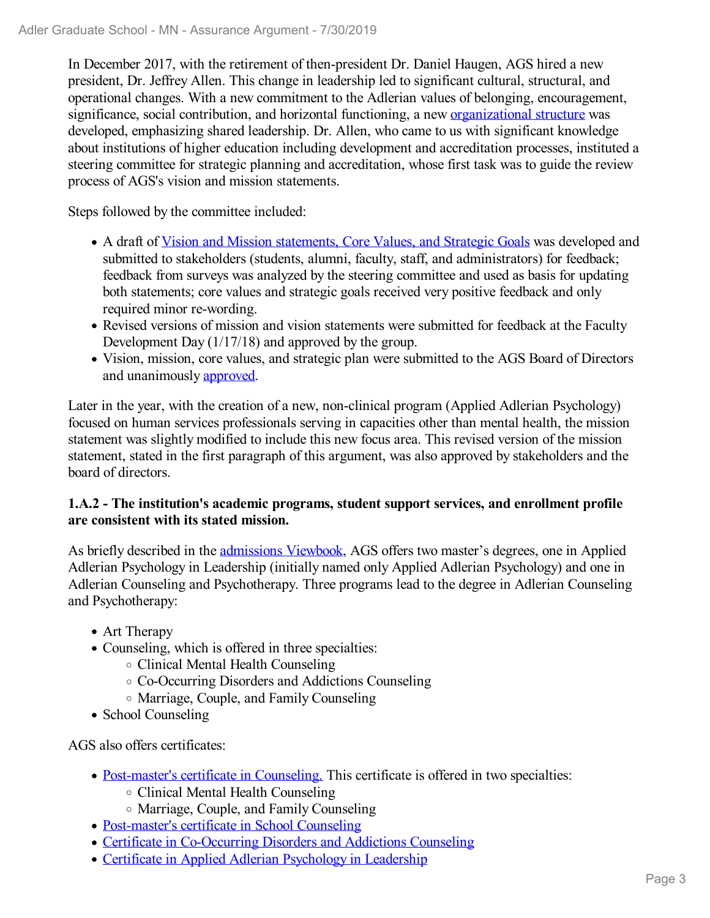In December 2017, with the retirement of then-president Dr. Daniel Haugen, AGS hired a new president, Dr. Jeffrey Allen. This change in leadership led to significant cultural, structural, and operational changes. With a new commitment to the Adlerian values of belonging, encouragement, significance, social contribution, and horizontal functioning, a new organizational structure was developed, emphasizing shared leadership. Dr. Allen, who came to us with significant knowledge about institutions of higher education including development and accreditation processes, instituted a steering committee for strategic planning and accreditation, whose first task was to guide the review process of AGS's vision and mission statements.

Steps followed by the committee included:

- A draft of Vision and Mission statements, Core Values, and Strategic Goals was developed and submitted to stakeholders (students, alumni, faculty, staff, and administrators) for feedback; feedback from surveys was analyzed by the steering committee and used as basis for updating both statements; core values and strategic goals received very positive feedback and only required minor re-wording.
- Revised versions of mission and vision statements were submitted for feedback at the Faculty Development Day (1/17/18) and approved by the group.
- Vision, mission, core values, and strategic plan were submitted to the AGS Board of Directors and unanimously approved.

Later in the year, with the creation of a new, non-clinical program (Applied Adlerian Psychology) focused on human services professionals serving in capacities other than mental health, the mission statement was slightly modified to include this new focus area. This revised version of the mission statement, stated in the first paragraph of this argument, was also approved by stakeholders and the board of directors.

**1.A.2 - The institution's academic programs, student support services, and enrollment profile are consistent with its stated mission.**

As briefly described in the admissions Viewbook, AGS offers two master's degrees, one in Applied Adlerian Psychology in Leadership (initially named only Applied Adlerian Psychology) and one in Adlerian Counseling and Psychotherapy. Three programs lead to the degree in Adlerian Counseling and Psychotherapy:

- Art Therapy
- Counseling, which is offered in three specialties:
  - Clinical Mental Health Counseling
  - Co-Occurring Disorders and Addictions Counseling
  - Marriage, Couple, and Family Counseling
- School Counseling

AGS also offers certificates:

- Post-master's certificate in Counseling. This certificate is offered in two specialties:
  - Clinical Mental Health Counseling
  - Marriage, Couple, and Family Counseling
- Post-master's certificate in School Counseling
- Certificate in Co-Occurring Disorders and Addictions Counseling
- Certificate in Applied Adlerian Psychology in Leadership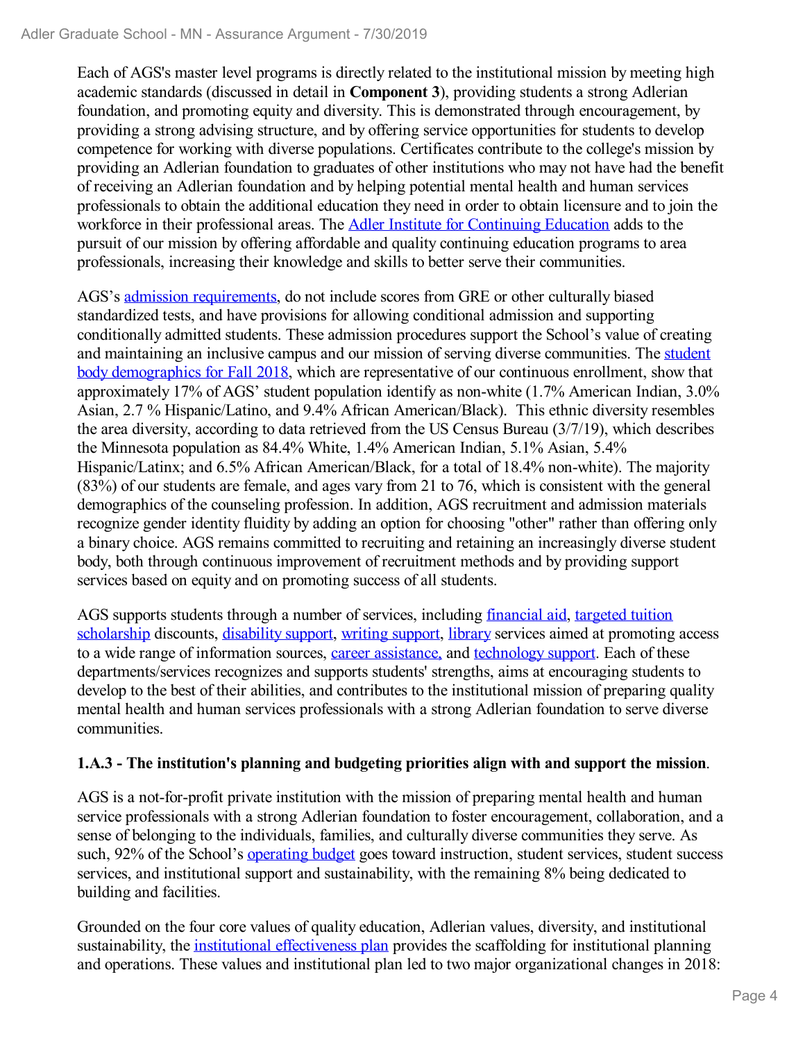Each of AGS's master level programs is directly related to the institutional mission by meeting high academic standards (discussed in detail in **Component 3**), providing students a strong Adlerian foundation, and promoting equity and diversity. This is demonstrated through encouragement, by providing a strong advising structure, and by offering service opportunities for students to develop competence for working with diverse populations. Certificates contribute to the college's mission by providing an Adlerian foundation to graduates of other institutions who may not have had the benefit of receiving an Adlerian foundation and by helping potential mental health and human services professionals to obtain the additional education they need in order to obtain licensure and to join the workforce in their professional areas. The Adler Institute for Continuing Education adds to the pursuit of our mission by offering affordable and quality continuing education programs to area professionals, increasing their knowledge and skills to better serve their communities.

AGS's admission requirements, do not include scores from GRE or other culturally biased standardized tests, and have provisions for allowing conditional admission and supporting conditionally admitted students. These admission procedures support the School's value of creating and maintaining an inclusive campus and our mission of serving diverse communities. The student body demographics for Fall 2018, which are representative of our continuous enrollment, show that approximately 17% of AGS' student population identify as non-white (1.7% American Indian, 3.0% Asian, 2.7 % Hispanic/Latino, and 9.4% African American/Black). This ethnic diversity resembles the area diversity, according to data retrieved from the US Census Bureau (3/7/19), which describes the Minnesota population as 84.4% White, 1.4% American Indian, 5.1% Asian, 5.4% Hispanic/Latinx; and 6.5% African American/Black, for a total of 18.4% non-white). The majority (83%) of our students are female, and ages vary from 21 to 76, which is consistent with the general demographics of the counseling profession. In addition, AGS recruitment and admission materials recognize gender identity fluidity by adding an option for choosing "other" rather than offering only a binary choice. AGS remains committed to recruiting and retaining an increasingly diverse student body, both through continuous improvement of recruitment methods and by providing support services based on equity and on promoting success of all students.

AGS supports students through a number of services, including financial aid, targeted tuition scholarship discounts, disability support, writing support, library services aimed at promoting access to a wide range of information sources, career assistance, and technology support. Each of these departments/services recognizes and supports students' strengths, aims at encouraging students to develop to the best of their abilities, and contributes to the institutional mission of preparing quality mental health and human services professionals with a strong Adlerian foundation to serve diverse communities.

**1.A.3 - The institution's planning and budgeting priorities align with and support the mission**.

AGS is a not-for-profit private institution with the mission of preparing mental health and human service professionals with a strong Adlerian foundation to foster encouragement, collaboration, and a sense of belonging to the individuals, families, and culturally diverse communities they serve. As such, 92% of the School's operating budget goes toward instruction, student services, student success services, and institutional support and sustainability, with the remaining 8% being dedicated to building and facilities.

Grounded on the four core values of quality education, Adlerian values, diversity, and institutional sustainability, the institutional effectiveness plan provides the scaffolding for institutional planning and operations. These values and institutional plan led to two major organizational changes in 2018: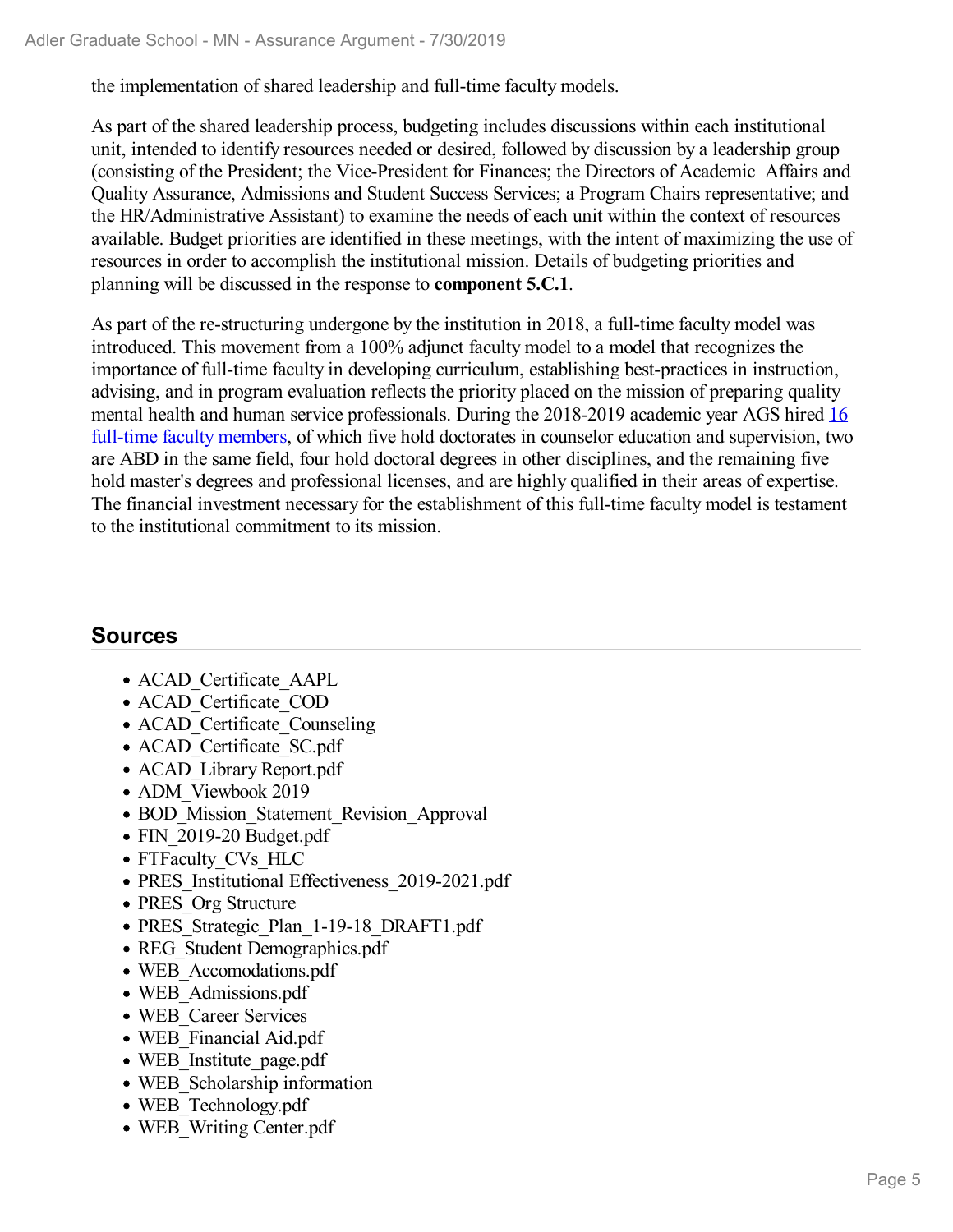the implementation of shared leadership and full-time faculty models.

As part of the shared leadership process, budgeting includes discussions within each institutional unit, intended to identify resources needed or desired, followed by discussion by a leadership group (consisting of the President; the Vice-President for Finances; the Directors of Academic Affairs and Quality Assurance, Admissions and Student Success Services; a Program Chairs representative; and the HR/Administrative Assistant) to examine the needs of each unit within the context of resources available. Budget priorities are identified in these meetings, with the intent of maximizing the use of resources in order to accomplish the institutional mission. Details of budgeting priorities and planning will be discussed in the response to **component 5.C.1**.

As part of the re-structuring undergone by the institution in 2018, a full-time faculty model was introduced. This movement from a 100% adjunct faculty model to a model that recognizes the importance of full-time faculty in developing curriculum, establishing best-practices in instruction, advising, and in program evaluation reflects the priority placed on the mission of preparing quality mental health and human service professionals. During the 2018-2019 academic year AGS hired 16 full-time faculty members, of which five hold doctorates in counselor education and supervision, two are ABD in the same field, four hold doctoral degrees in other disciplines, and the remaining five hold master's degrees and professional licenses, and are highly qualified in their areas of expertise. The financial investment necessary for the establishment of this full-time faculty model is testament to the institutional commitment to its mission.

## Sources

- ACAD_Certificate_AAPL
- ACAD_Certificate_COD
- ACAD_Certificate_Counseling
- ACAD_Certificate_SC.pdf
- ACAD_Library Report.pdf
- ADM_Viewbook 2019
- BOD_Mission_Statement_Revision_Approval
- FIN_2019-20 Budget.pdf
- FTFaculty_CVs_HLC
- PRES_Institutional Effectiveness_2019-2021.pdf
- PRES_Org Structure
- PRES_Strategic_Plan_1-19-18_DRAFT1.pdf
- REG_Student Demographics.pdf
- WEB_Accomodations.pdf
- WEB_Admissions.pdf
- WEB_Career Services
- WEB_Financial Aid.pdf
- WEB_Institute_page.pdf
- WEB_Scholarship information
- WEB_Technology.pdf
- WEB_Writing Center.pdf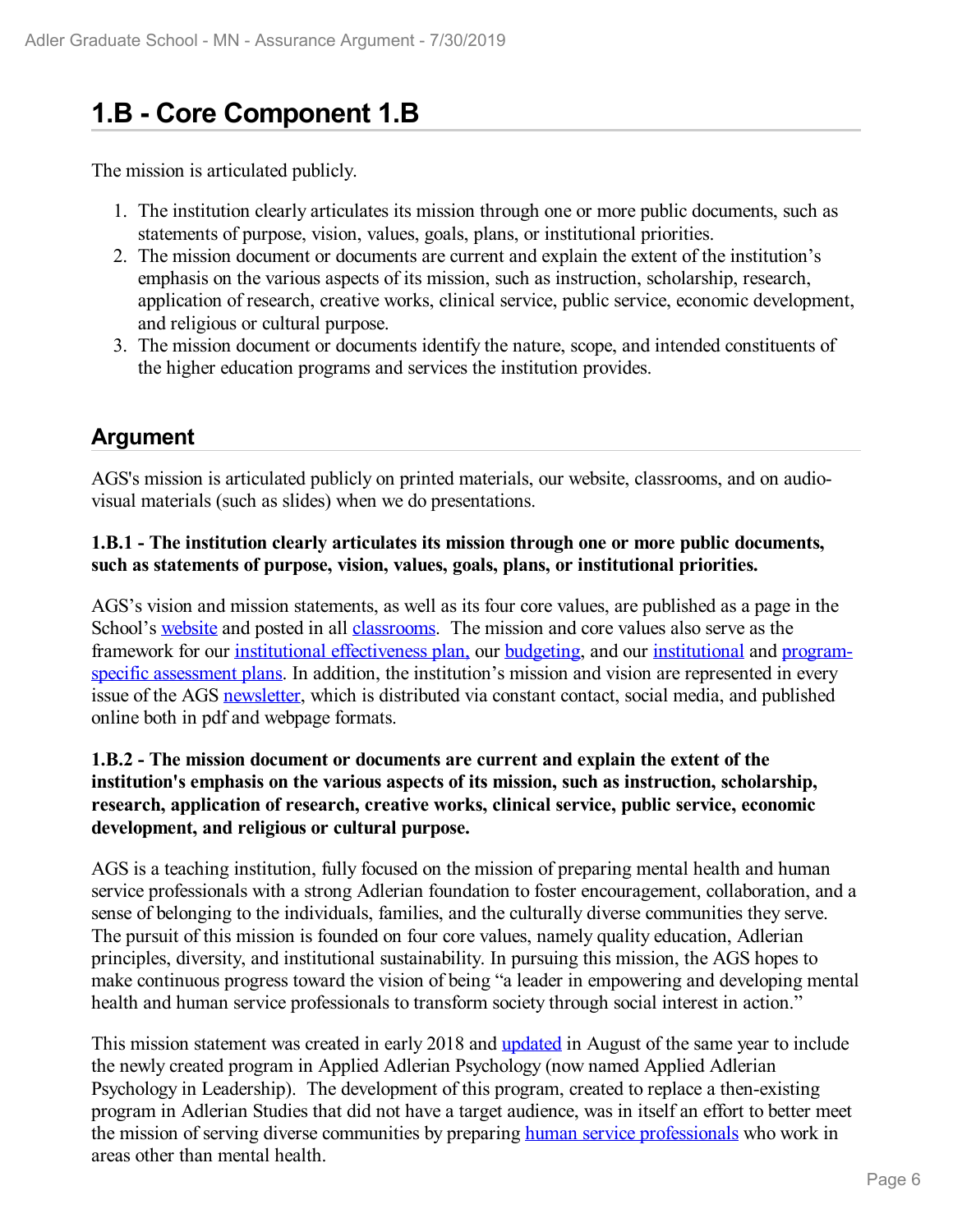# 1.B - Core Component 1.B

The mission is articulated publicly.

1. The institution clearly articulates its mission through one or more public documents, such as statements of purpose, vision, values, goals, plans, or institutional priorities.
2. The mission document or documents are current and explain the extent of the institution's emphasis on the various aspects of its mission, such as instruction, scholarship, research, application of research, creative works, clinical service, public service, economic development, and religious or cultural purpose.
3. The mission document or documents identify the nature, scope, and intended constituents of the higher education programs and services the institution provides.

## Argument

AGS's mission is articulated publicly on printed materials, our website, classrooms, and on audio-visual materials (such as slides) when we do presentations.

**1.B.1 - The institution clearly articulates its mission through one or more public documents, such as statements of purpose, vision, values, goals, plans, or institutional priorities.**

AGS's vision and mission statements, as well as its four core values, are published as a page in the School's website and posted in all classrooms. The mission and core values also serve as the framework for our institutional effectiveness plan, our budgeting, and our institutional and program-specific assessment plans. In addition, the institution's mission and vision are represented in every issue of the AGS newsletter, which is distributed via constant contact, social media, and published online both in pdf and webpage formats.

**1.B.2 - The mission document or documents are current and explain the extent of the institution's emphasis on the various aspects of its mission, such as instruction, scholarship, research, application of research, creative works, clinical service, public service, economic development, and religious or cultural purpose.**

AGS is a teaching institution, fully focused on the mission of preparing mental health and human service professionals with a strong Adlerian foundation to foster encouragement, collaboration, and a sense of belonging to the individuals, families, and the culturally diverse communities they serve. The pursuit of this mission is founded on four core values, namely quality education, Adlerian principles, diversity, and institutional sustainability. In pursuing this mission, the AGS hopes to make continuous progress toward the vision of being "a leader in empowering and developing mental health and human service professionals to transform society through social interest in action."

This mission statement was created in early 2018 and updated in August of the same year to include the newly created program in Applied Adlerian Psychology (now named Applied Adlerian Psychology in Leadership). The development of this program, created to replace a then-existing program in Adlerian Studies that did not have a target audience, was in itself an effort to better meet the mission of serving diverse communities by preparing human service professionals who work in areas other than mental health.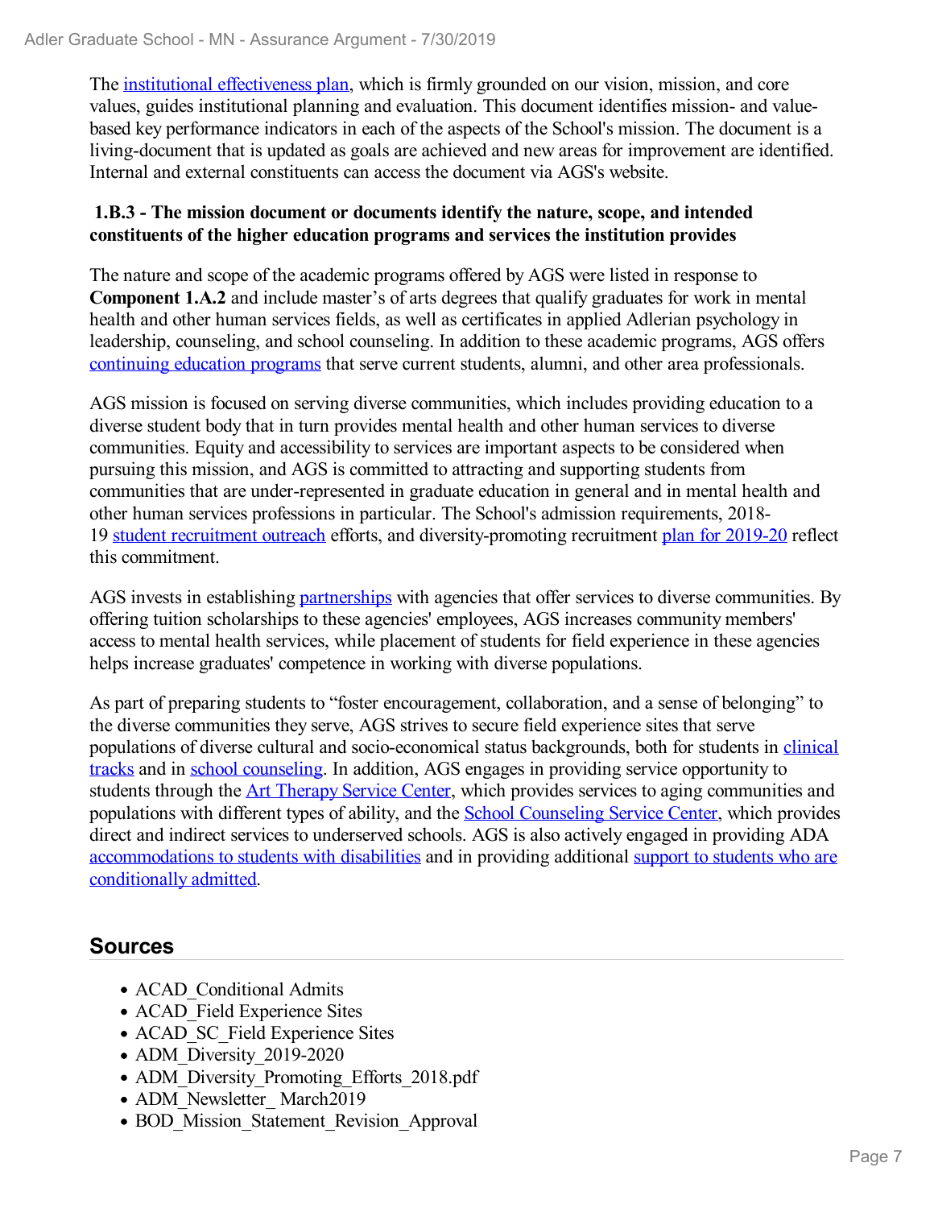The institutional effectiveness plan, which is firmly grounded on our vision, mission, and core values, guides institutional planning and evaluation. This document identifies mission- and value-based key performance indicators in each of the aspects of the School's mission. The document is a living-document that is updated as goals are achieved and new areas for improvement are identified. Internal and external constituents can access the document via AGS's website.

**1.B.3 - The mission document or documents identify the nature, scope, and intended constituents of the higher education programs and services the institution provides**

The nature and scope of the academic programs offered by AGS were listed in response to **Component 1.A.2** and include master's of arts degrees that qualify graduates for work in mental health and other human services fields, as well as certificates in applied Adlerian psychology in leadership, counseling, and school counseling. In addition to these academic programs, AGS offers continuing education programs that serve current students, alumni, and other area professionals.

AGS mission is focused on serving diverse communities, which includes providing education to a diverse student body that in turn provides mental health and other human services to diverse communities. Equity and accessibility to services are important aspects to be considered when pursuing this mission, and AGS is committed to attracting and supporting students from communities that are under-represented in graduate education in general and in mental health and other human services professions in particular. The School's admission requirements, 2018-19 student recruitment outreach efforts, and diversity-promoting recruitment plan for 2019-20 reflect this commitment.

AGS invests in establishing partnerships with agencies that offer services to diverse communities. By offering tuition scholarships to these agencies' employees, AGS increases community members' access to mental health services, while placement of students for field experience in these agencies helps increase graduates' competence in working with diverse populations.

As part of preparing students to "foster encouragement, collaboration, and a sense of belonging" to the diverse communities they serve, AGS strives to secure field experience sites that serve populations of diverse cultural and socio-economical status backgrounds, both for students in clinical tracks and in school counseling. In addition, AGS engages in providing service opportunity to students through the Art Therapy Service Center, which provides services to aging communities and populations with different types of ability, and the School Counseling Service Center, which provides direct and indirect services to underserved schools. AGS is also actively engaged in providing ADA accommodations to students with disabilities and in providing additional support to students who are conditionally admitted.

## Sources

- ACAD_Conditional Admits
- ACAD_Field Experience Sites
- ACAD_SC_Field Experience Sites
- ADM_Diversity_2019-2020
- ADM_Diversity_Promoting_Efforts_2018.pdf
- ADM_Newsletter_ March2019
- BOD_Mission_Statement_Revision_Approval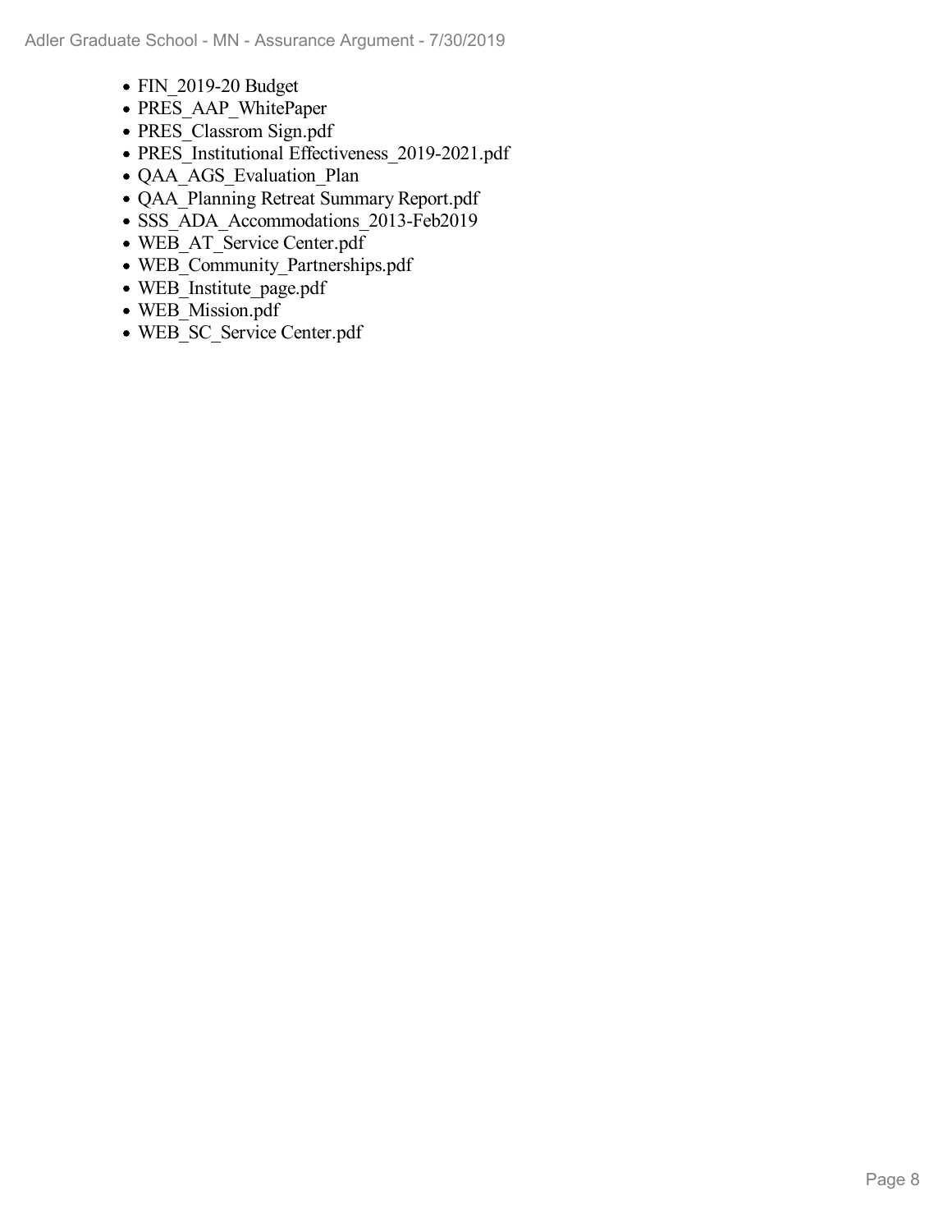- FIN_2019-20 Budget
- PRES_AAP_WhitePaper
- PRES_Classrom Sign.pdf
- PRES_Institutional Effectiveness_2019-2021.pdf
- QAA_AGS_Evaluation_Plan
- QAA_Planning Retreat Summary Report.pdf
- SSS_ADA_Accommodations_2013-Feb2019
- WEB_AT_Service Center.pdf
- WEB_Community_Partnerships.pdf
- WEB_Institute_page.pdf
- WEB_Mission.pdf
- WEB_SC_Service Center.pdf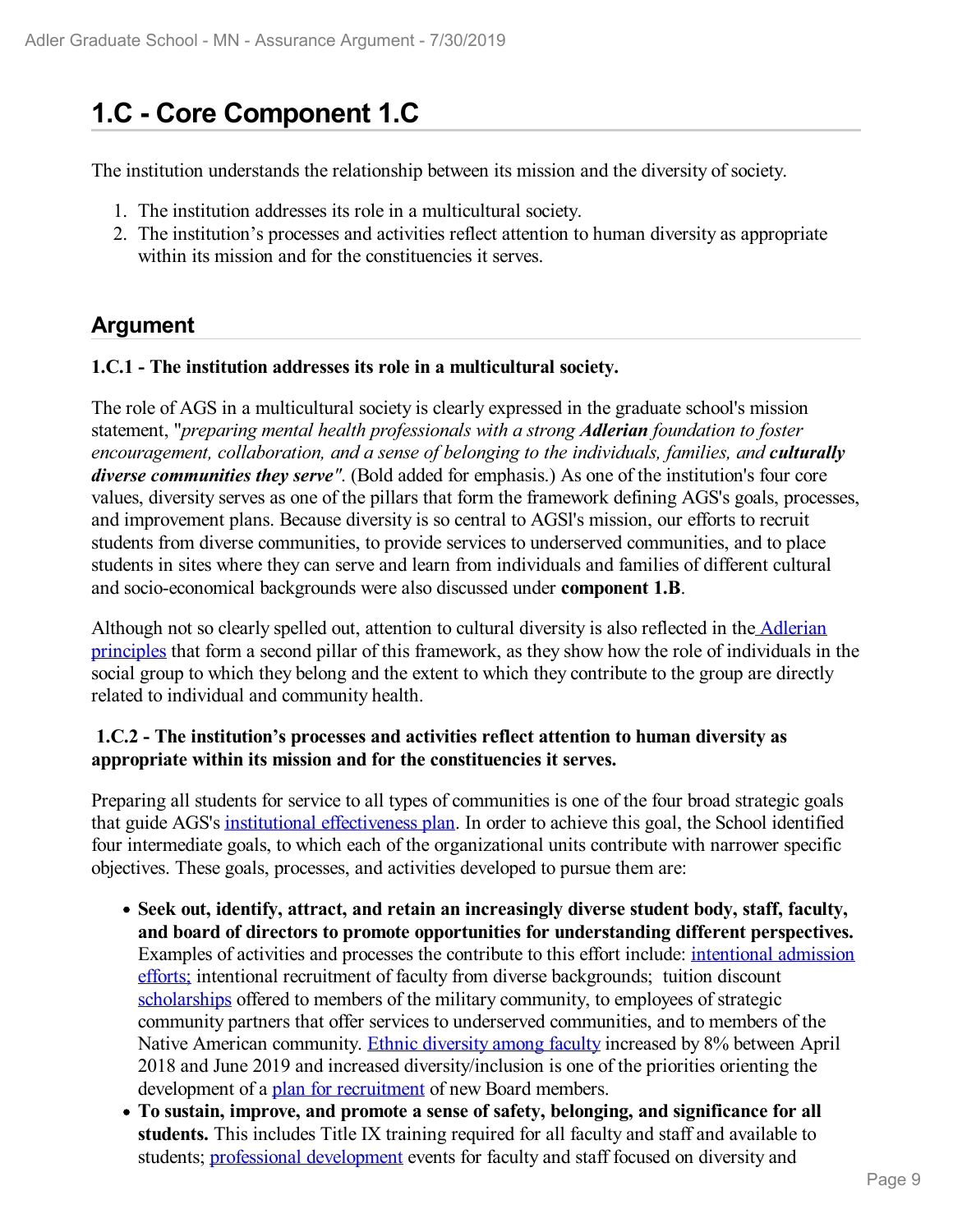# 1.C - Core Component 1.C

The institution understands the relationship between its mission and the diversity of society.

1. The institution addresses its role in a multicultural society.
2. The institution's processes and activities reflect attention to human diversity as appropriate within its mission and for the constituencies it serves.

## Argument

**1.C.1 - The institution addresses its role in a multicultural society.**

The role of AGS in a multicultural society is clearly expressed in the graduate school's mission statement, "*preparing mental health professionals with a strong **Adlerian** foundation to foster encouragement, collaboration, and a sense of belonging to the individuals, families, and **culturally diverse communities they serve***". (Bold added for emphasis.) As one of the institution's four core values, diversity serves as one of the pillars that form the framework defining AGS's goals, processes, and improvement plans. Because diversity is so central to AGSl's mission, our efforts to recruit students from diverse communities, to provide services to underserved communities, and to place students in sites where they can serve and learn from individuals and families of different cultural and socio-economical backgrounds were also discussed under **component 1.B**.

Although not so clearly spelled out, attention to cultural diversity is also reflected in the Adlerian principles that form a second pillar of this framework, as they show how the role of individuals in the social group to which they belong and the extent to which they contribute to the group are directly related to individual and community health.

**1.C.2 - The institution's processes and activities reflect attention to human diversity as appropriate within its mission and for the constituencies it serves.**

Preparing all students for service to all types of communities is one of the four broad strategic goals that guide AGS's institutional effectiveness plan. In order to achieve this goal, the School identified four intermediate goals, to which each of the organizational units contribute with narrower specific objectives. These goals, processes, and activities developed to pursue them are:

- **Seek out, identify, attract, and retain an increasingly diverse student body, staff, faculty, and board of directors to promote opportunities for understanding different perspectives.** Examples of activities and processes the contribute to this effort include: intentional admission efforts; intentional recruitment of faculty from diverse backgrounds; tuition discount scholarships offered to members of the military community, to employees of strategic community partners that offer services to underserved communities, and to members of the Native American community. Ethnic diversity among faculty increased by 8% between April 2018 and June 2019 and increased diversity/inclusion is one of the priorities orienting the development of a plan for recruitment of new Board members.
- **To sustain, improve, and promote a sense of safety, belonging, and significance for all students.** This includes Title IX training required for all faculty and staff and available to students; professional development events for faculty and staff focused on diversity and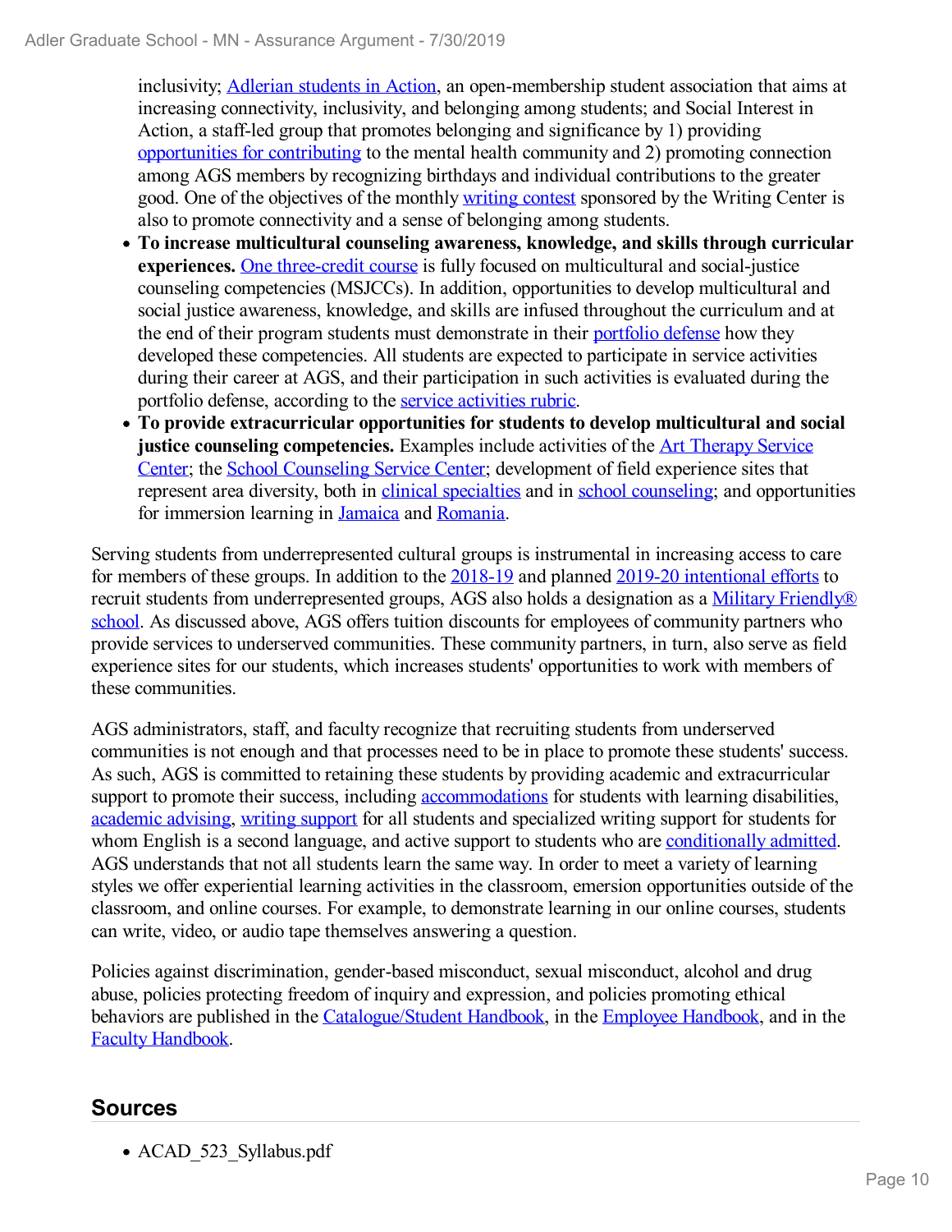inclusivity; Adlerian students in Action, an open-membership student association that aims at increasing connectivity, inclusivity, and belonging among students; and Social Interest in Action, a staff-led group that promotes belonging and significance by 1) providing opportunities for contributing to the mental health community and 2) promoting connection among AGS members by recognizing birthdays and individual contributions to the greater good. One of the objectives of the monthly writing contest sponsored by the Writing Center is also to promote connectivity and a sense of belonging among students.

- **To increase multicultural counseling awareness, knowledge, and skills through curricular experiences.** One three-credit course is fully focused on multicultural and social-justice counseling competencies (MSJCCs). In addition, opportunities to develop multicultural and social justice awareness, knowledge, and skills are infused throughout the curriculum and at the end of their program students must demonstrate in their portfolio defense how they developed these competencies. All students are expected to participate in service activities during their career at AGS, and their participation in such activities is evaluated during the portfolio defense, according to the service activities rubric.
- **To provide extracurricular opportunities for students to develop multicultural and social justice counseling competencies.** Examples include activities of the Art Therapy Service Center; the School Counseling Service Center; development of field experience sites that represent area diversity, both in clinical specialties and in school counseling; and opportunities for immersion learning in Jamaica and Romania.

Serving students from underrepresented cultural groups is instrumental in increasing access to care for members of these groups. In addition to the 2018-19 and planned 2019-20 intentional efforts to recruit students from underrepresented groups, AGS also holds a designation as a Military Friendly® school. As discussed above, AGS offers tuition discounts for employees of community partners who provide services to underserved communities. These community partners, in turn, also serve as field experience sites for our students, which increases students' opportunities to work with members of these communities.

AGS administrators, staff, and faculty recognize that recruiting students from underserved communities is not enough and that processes need to be in place to promote these students' success. As such, AGS is committed to retaining these students by providing academic and extracurricular support to promote their success, including accommodations for students with learning disabilities, academic advising, writing support for all students and specialized writing support for students for whom English is a second language, and active support to students who are conditionally admitted. AGS understands that not all students learn the same way. In order to meet a variety of learning styles we offer experiential learning activities in the classroom, emersion opportunities outside of the classroom, and online courses. For example, to demonstrate learning in our online courses, students can write, video, or audio tape themselves answering a question.

Policies against discrimination, gender-based misconduct, sexual misconduct, alcohol and drug abuse, policies protecting freedom of inquiry and expression, and policies promoting ethical behaviors are published in the Catalogue/Student Handbook, in the Employee Handbook, and in the Faculty Handbook.

## Sources

- ACAD_523_Syllabus.pdf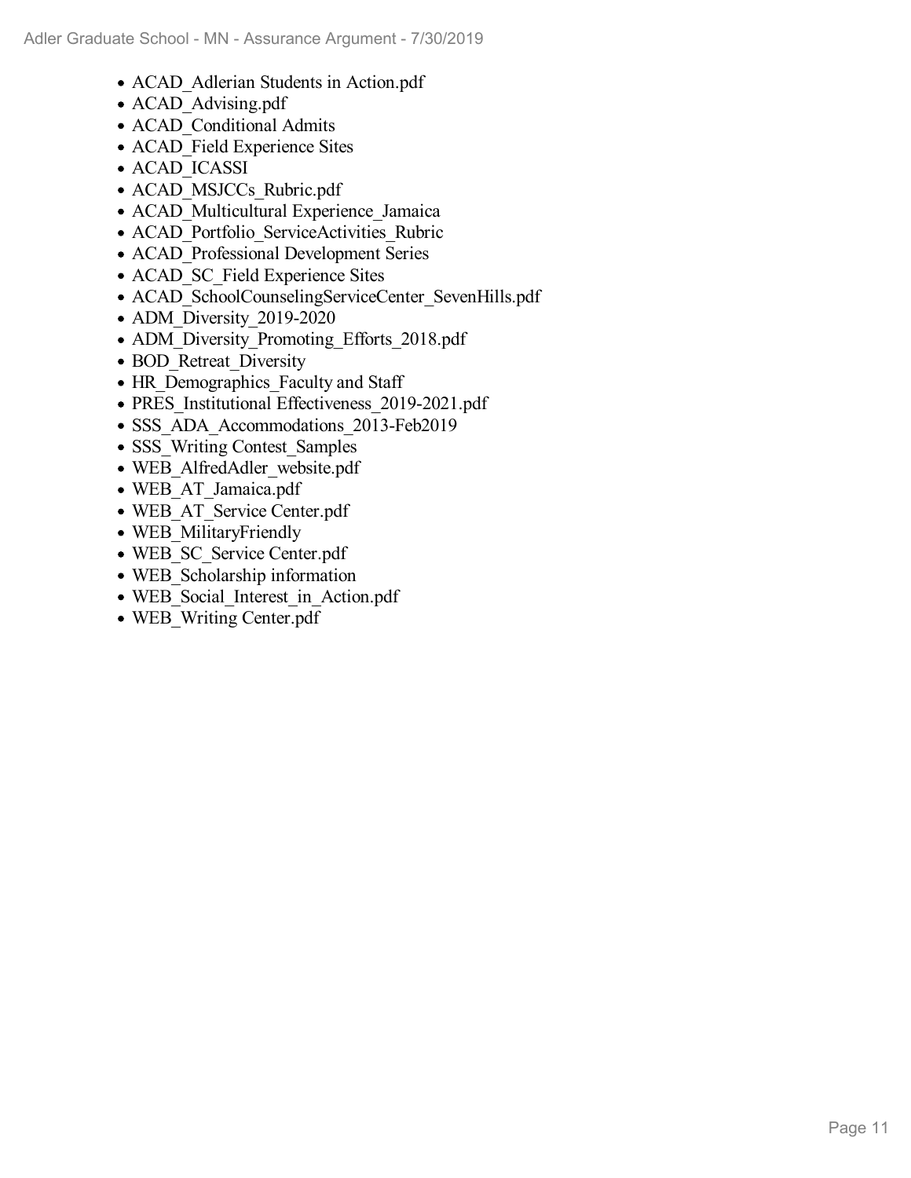- ACAD_Adlerian Students in Action.pdf
- ACAD_Advising.pdf
- ACAD_Conditional Admits
- ACAD_Field Experience Sites
- ACAD_ICASSI
- ACAD_MSJCCs_Rubric.pdf
- ACAD_Multicultural Experience_Jamaica
- ACAD_Portfolio_ServiceActivities_Rubric
- ACAD_Professional Development Series
- ACAD_SC_Field Experience Sites
- ACAD_SchoolCounselingServiceCenter_SevenHills.pdf
- ADM_Diversity_2019-2020
- ADM_Diversity_Promoting_Efforts_2018.pdf
- BOD_Retreat_Diversity
- HR_Demographics_Faculty and Staff
- PRES_Institutional Effectiveness_2019-2021.pdf
- SSS_ADA_Accommodations_2013-Feb2019
- SSS_Writing Contest_Samples
- WEB_AlfredAdler_website.pdf
- WEB_AT_Jamaica.pdf
- WEB_AT_Service Center.pdf
- WEB_MilitaryFriendly
- WEB_SC_Service Center.pdf
- WEB_Scholarship information
- WEB_Social_Interest_in_Action.pdf
- WEB_Writing Center.pdf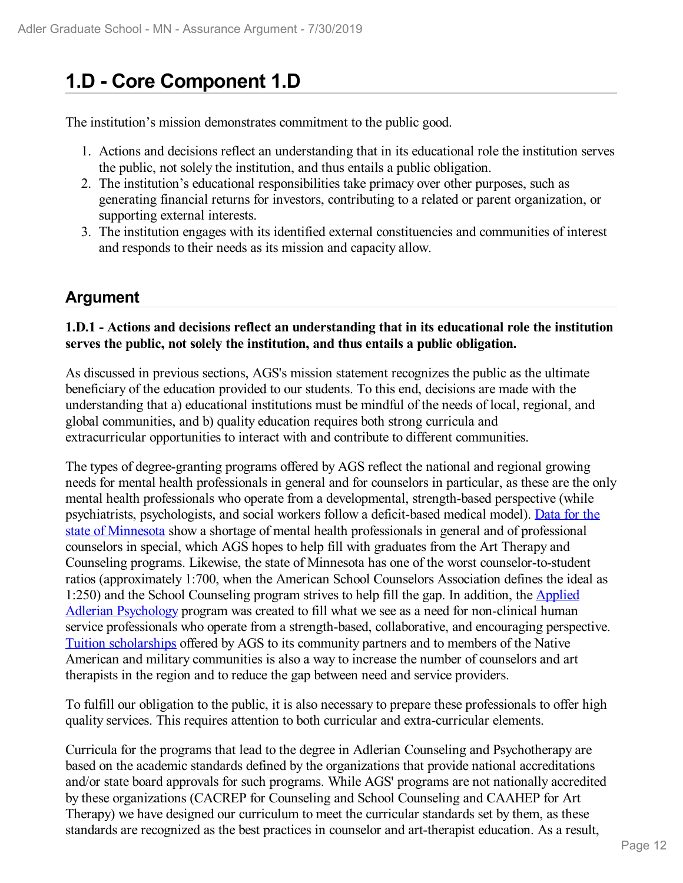# 1.D - Core Component 1.D

The institution's mission demonstrates commitment to the public good.

1. Actions and decisions reflect an understanding that in its educational role the institution serves the public, not solely the institution, and thus entails a public obligation.
2. The institution's educational responsibilities take primacy over other purposes, such as generating financial returns for investors, contributing to a related or parent organization, or supporting external interests.
3. The institution engages with its identified external constituencies and communities of interest and responds to their needs as its mission and capacity allow.

## Argument

**1.D.1 - Actions and decisions reflect an understanding that in its educational role the institution serves the public, not solely the institution, and thus entails a public obligation.**

As discussed in previous sections, AGS's mission statement recognizes the public as the ultimate beneficiary of the education provided to our students. To this end, decisions are made with the understanding that a) educational institutions must be mindful of the needs of local, regional, and global communities, and b) quality education requires both strong curricula and extracurricular opportunities to interact with and contribute to different communities.

The types of degree-granting programs offered by AGS reflect the national and regional growing needs for mental health professionals in general and for counselors in particular, as these are the only mental health professionals who operate from a developmental, strength-based perspective (while psychiatrists, psychologists, and social workers follow a deficit-based medical model). Data for the state of Minnesota show a shortage of mental health professionals in general and of professional counselors in special, which AGS hopes to help fill with graduates from the Art Therapy and Counseling programs. Likewise, the state of Minnesota has one of the worst counselor-to-student ratios (approximately 1:700, when the American School Counselors Association defines the ideal as 1:250) and the School Counseling program strives to help fill the gap. In addition, the Applied Adlerian Psychology program was created to fill what we see as a need for non-clinical human service professionals who operate from a strength-based, collaborative, and encouraging perspective. Tuition scholarships offered by AGS to its community partners and to members of the Native American and military communities is also a way to increase the number of counselors and art therapists in the region and to reduce the gap between need and service providers.

To fulfill our obligation to the public, it is also necessary to prepare these professionals to offer high quality services. This requires attention to both curricular and extra-curricular elements.

Curricula for the programs that lead to the degree in Adlerian Counseling and Psychotherapy are based on the academic standards defined by the organizations that provide national accreditations and/or state board approvals for such programs. While AGS' programs are not nationally accredited by these organizations (CACREP for Counseling and School Counseling and CAAHEP for Art Therapy) we have designed our curriculum to meet the curricular standards set by them, as these standards are recognized as the best practices in counselor and art-therapist education. As a result,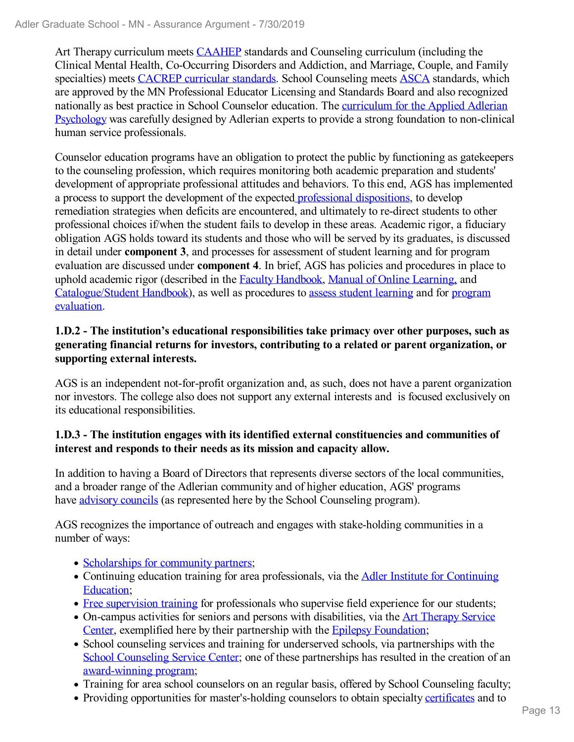Art Therapy curriculum meets CAAHEP standards and Counseling curriculum (including the Clinical Mental Health, Co-Occurring Disorders and Addiction, and Marriage, Couple, and Family specialties) meets CACREP curricular standards. School Counseling meets ASCA standards, which are approved by the MN Professional Educator Licensing and Standards Board and also recognized nationally as best practice in School Counselor education. The curriculum for the Applied Adlerian Psychology was carefully designed by Adlerian experts to provide a strong foundation to non-clinical human service professionals.

Counselor education programs have an obligation to protect the public by functioning as gatekeepers to the counseling profession, which requires monitoring both academic preparation and students' development of appropriate professional attitudes and behaviors. To this end, AGS has implemented a process to support the development of the expected professional dispositions, to develop remediation strategies when deficits are encountered, and ultimately to re-direct students to other professional choices if/when the student fails to develop in these areas. Academic rigor, a fiduciary obligation AGS holds toward its students and those who will be served by its graduates, is discussed in detail under **component 3**, and processes for assessment of student learning and for program evaluation are discussed under **component 4**. In brief, AGS has policies and procedures in place to uphold academic rigor (described in the Faculty Handbook, Manual of Online Learning, and Catalogue/Student Handbook), as well as procedures to assess student learning and for program evaluation.

**1.D.2 - The institution's educational responsibilities take primacy over other purposes, such as generating financial returns for investors, contributing to a related or parent organization, or supporting external interests.**

AGS is an independent not-for-profit organization and, as such, does not have a parent organization nor investors. The college also does not support any external interests and is focused exclusively on its educational responsibilities.

**1.D.3 - The institution engages with its identified external constituencies and communities of interest and responds to their needs as its mission and capacity allow.**

In addition to having a Board of Directors that represents diverse sectors of the local communities, and a broader range of the Adlerian community and of higher education, AGS' programs have advisory councils (as represented here by the School Counseling program).

AGS recognizes the importance of outreach and engages with stake-holding communities in a number of ways:

- Scholarships for community partners;
- Continuing education training for area professionals, via the Adler Institute for Continuing Education;
- Free supervision training for professionals who supervise field experience for our students;
- On-campus activities for seniors and persons with disabilities, via the Art Therapy Service Center, exemplified here by their partnership with the Epilepsy Foundation;
- School counseling services and training for underserved schools, via partnerships with the School Counseling Service Center; one of these partnerships has resulted in the creation of an award-winning program;
- Training for area school counselors on an regular basis, offered by School Counseling faculty;
- Providing opportunities for master's-holding counselors to obtain specialty certificates and to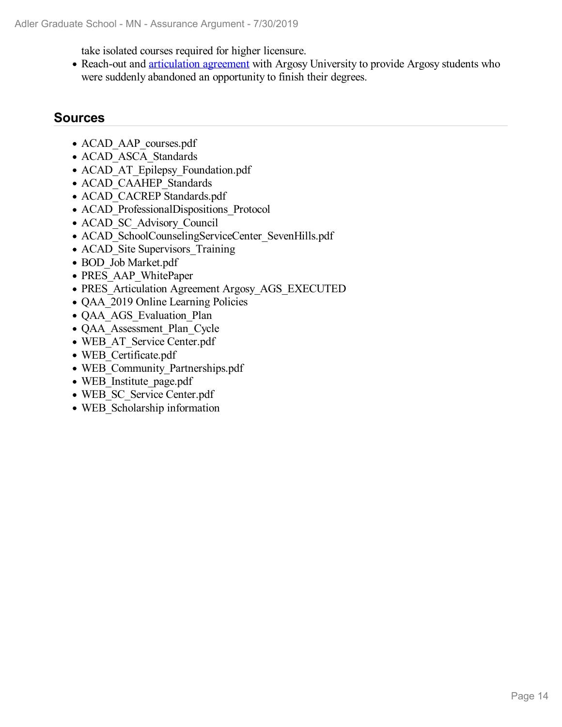take isolated courses required for higher licensure.
- Reach-out and articulation agreement with Argosy University to provide Argosy students who were suddenly abandoned an opportunity to finish their degrees.

## Sources

- ACAD_AAP_courses.pdf
- ACAD_ASCA_Standards
- ACAD_AT_Epilepsy_Foundation.pdf
- ACAD_CAAHEP_Standards
- ACAD_CACREP Standards.pdf
- ACAD_ProfessionalDispositions_Protocol
- ACAD_SC_Advisory_Council
- ACAD_SchoolCounselingServiceCenter_SevenHills.pdf
- ACAD_Site Supervisors_Training
- BOD_Job Market.pdf
- PRES_AAP_WhitePaper
- PRES_Articulation Agreement Argosy_AGS_EXECUTED
- QAA_2019 Online Learning Policies
- QAA_AGS_Evaluation_Plan
- QAA_Assessment_Plan_Cycle
- WEB_AT_Service Center.pdf
- WEB_Certificate.pdf
- WEB_Community_Partnerships.pdf
- WEB_Institute_page.pdf
- WEB_SC_Service Center.pdf
- WEB_Scholarship information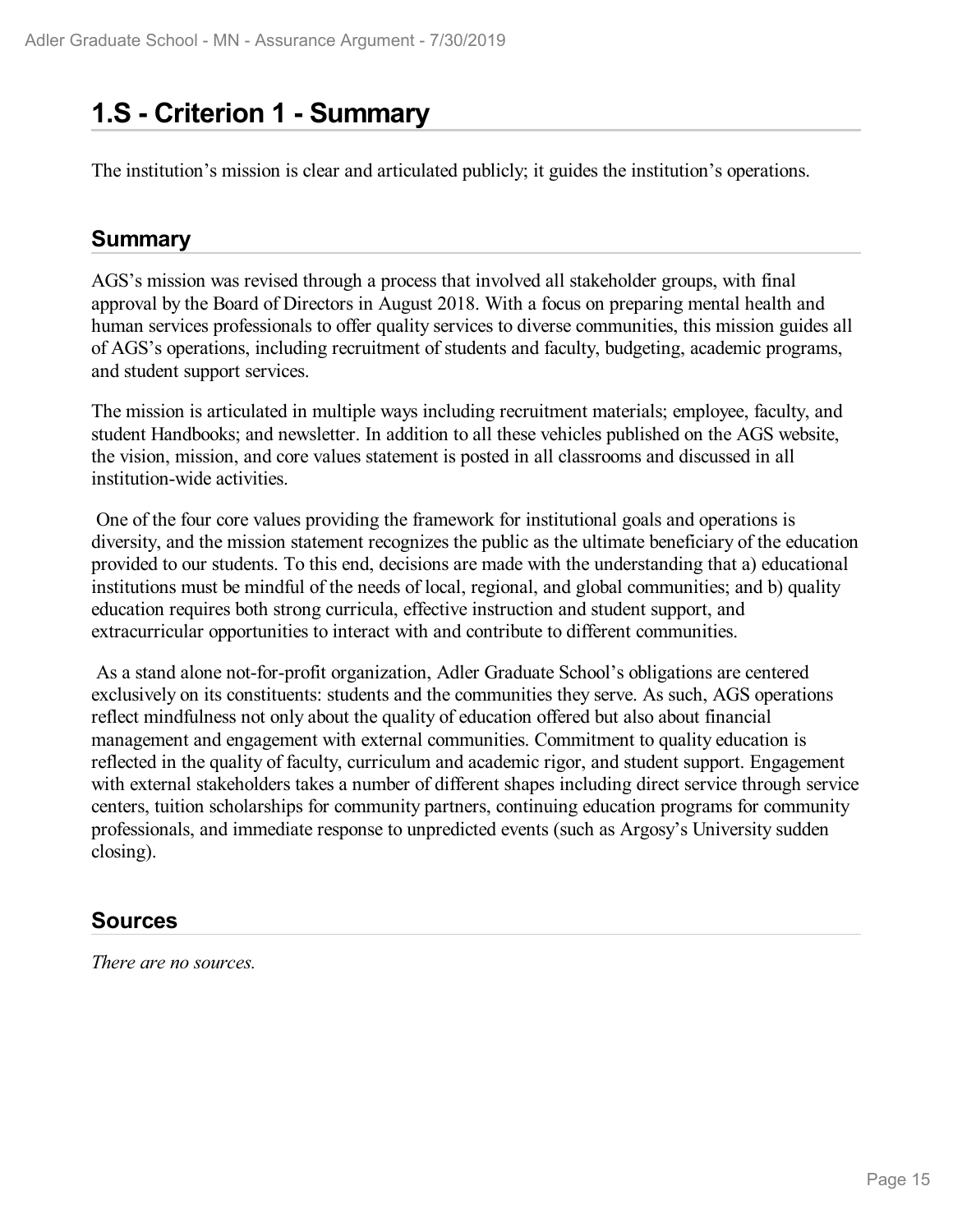# 1.S - Criterion 1 - Summary

The institution's mission is clear and articulated publicly; it guides the institution's operations.

## Summary

AGS's mission was revised through a process that involved all stakeholder groups, with final approval by the Board of Directors in August 2018. With a focus on preparing mental health and human services professionals to offer quality services to diverse communities, this mission guides all of AGS's operations, including recruitment of students and faculty, budgeting, academic programs, and student support services.

The mission is articulated in multiple ways including recruitment materials; employee, faculty, and student Handbooks; and newsletter. In addition to all these vehicles published on the AGS website, the vision, mission, and core values statement is posted in all classrooms and discussed in all institution-wide activities.

One of the four core values providing the framework for institutional goals and operations is diversity, and the mission statement recognizes the public as the ultimate beneficiary of the education provided to our students. To this end, decisions are made with the understanding that a) educational institutions must be mindful of the needs of local, regional, and global communities; and b) quality education requires both strong curricula, effective instruction and student support, and extracurricular opportunities to interact with and contribute to different communities.

As a stand alone not-for-profit organization, Adler Graduate School's obligations are centered exclusively on its constituents: students and the communities they serve. As such, AGS operations reflect mindfulness not only about the quality of education offered but also about financial management and engagement with external communities. Commitment to quality education is reflected in the quality of faculty, curriculum and academic rigor, and student support. Engagement with external stakeholders takes a number of different shapes including direct service through service centers, tuition scholarships for community partners, continuing education programs for community professionals, and immediate response to unpredicted events (such as Argosy's University sudden closing).

## Sources

*There are no sources.*